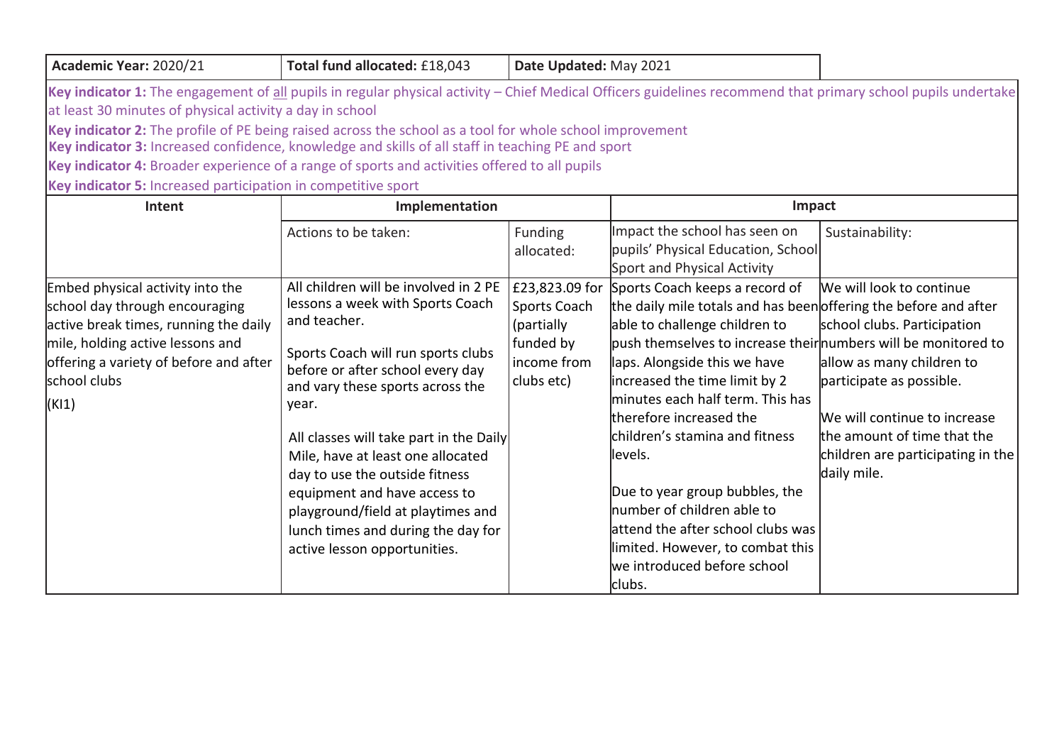| **Academic Year:** 2020/21 | **Total fund allocated:** £18,043 | **Date Updated:** May 2021 | | |
|---|---|---|---|---|

**Key indicator 1:** The engagement of <u>all</u> pupils in regular physical activity – Chief Medical Officers guidelines recommend that primary school pupils undertake at least 30 minutes of physical activity a day in school

**Key indicator 2:** The profile of PE being raised across the school as a tool for whole school improvement

**Key indicator 3:** Increased confidence, knowledge and skills of all staff in teaching PE and sport

**Key indicator 4:** Broader experience of a range of sports and activities offered to all pupils

**Key indicator 5:** Increased participation in competitive sport

| Intent | Implementation | | Impact | |
|---|---|---|---|---|
| | Actions to be taken: | Funding allocated: | Impact the school has seen on pupils' Physical Education, School Sport and Physical Activity | Sustainability: |
| Embed physical activity into the school day through encouraging active break times, running the daily mile, holding active lessons and offering a variety of before and after school clubs<br><br>(KI1) | All children will be involved in 2 PE lessons a week with Sports Coach and teacher.<br><br>Sports Coach will run sports clubs before or after school every day and vary these sports across the year.<br><br>All classes will take part in the Daily Mile, have at least one allocated day to use the outside fitness equipment and have access to playground/field at playtimes and lunch times and during the day for active lesson opportunities. | £23,823.09 for Sports Coach (partially funded by income from clubs etc) | Sports Coach keeps a record of the daily mile totals and has been able to challenge children to push themselves to increase their laps. Alongside this we have increased the time limit by 2 minutes each half term. This has therefore increased the children's stamina and fitness levels.<br><br>Due to year group bubbles, the number of children able to attend the after school clubs was limited. However, to combat this we introduced before school clubs. | We will look to continue offering the before and after school clubs. Participation numbers will be monitored to allow as many children to participate as possible.<br><br>We will continue to increase the amount of time that the children are participating in the daily mile. |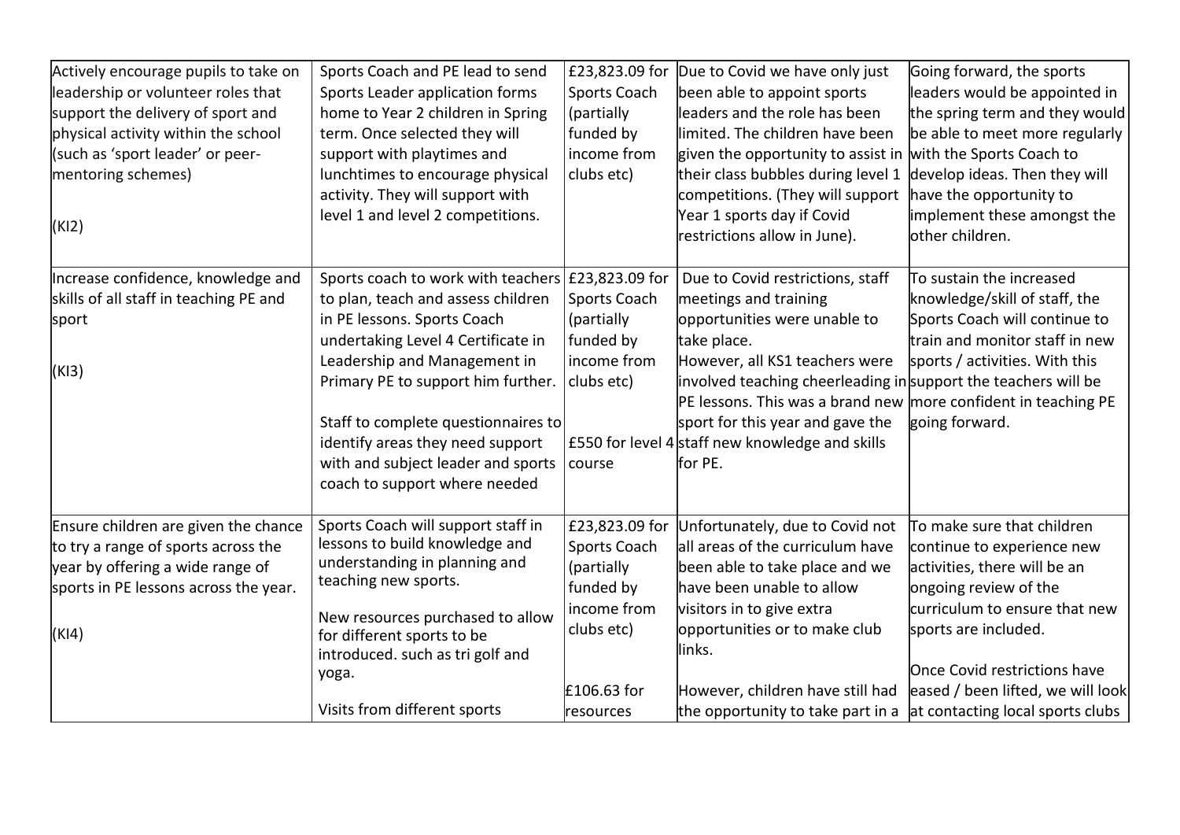| | | | | |
|---|---|---|---|---|
| Actively encourage pupils to take on leadership or volunteer roles that support the delivery of sport and physical activity within the school (such as 'sport leader' or peer-mentoring schemes)<br><br>(KI2) | Sports Coach and PE lead to send Sports Leader application forms home to Year 2 children in Spring term. Once selected they will support with playtimes and lunchtimes to encourage physical activity. They will support with level 1 and level 2 competitions. | £23,823.09 for Sports Coach (partially funded by income from clubs etc) | Due to Covid we have only just been able to appoint sports leaders and the role has been limited. The children have been given the opportunity to assist in their class bubbles during level 1 competitions. (They will support Year 1 sports day if Covid restrictions allow in June). | Going forward, the sports leaders would be appointed in the spring term and they would be able to meet more regularly with the Sports Coach to develop ideas. Then they will have the opportunity to implement these amongst the other children. |
| Increase confidence, knowledge and skills of all staff in teaching PE and sport<br><br>(KI3) | Sports coach to work with teachers to plan, teach and assess children in PE lessons. Sports Coach undertaking Level 4 Certificate in Leadership and Management in Primary PE to support him further.<br><br>Staff to complete questionnaires to identify areas they need support with and subject leader and sports coach to support where needed | £23,823.09 for Sports Coach (partially funded by income from clubs etc)<br><br>£550 for level 4 course | Due to Covid restrictions, staff meetings and training opportunities were unable to take place.<br>However, all KS1 teachers were involved teaching cheerleading in PE lessons. This was a brand new sport for this year and gave the staff new knowledge and skills for PE. | To sustain the increased knowledge/skill of staff, the Sports Coach will continue to train and monitor staff in new sports / activities. With this support the teachers will be more confident in teaching PE going forward. |
| Ensure children are given the chance to try a range of sports across the year by offering a wide range of sports in PE lessons across the year.<br><br>(KI4) | Sports Coach will support staff in lessons to build knowledge and understanding in planning and teaching new sports.<br><br>New resources purchased to allow for different sports to be introduced. such as tri golf and yoga.<br><br>Visits from different sports | £23,823.09 for Sports Coach (partially funded by income from clubs etc)<br><br>£106.63 for resources | Unfortunately, due to Covid not all areas of the curriculum have been able to take place and we have been unable to allow visitors in to give extra opportunities or to make club links.<br><br>However, children have still had the opportunity to take part in a | To make sure that children continue to experience new activities, there will be an ongoing review of the curriculum to ensure that new sports are included.<br><br>Once Covid restrictions have eased / been lifted, we will look at contacting local sports clubs |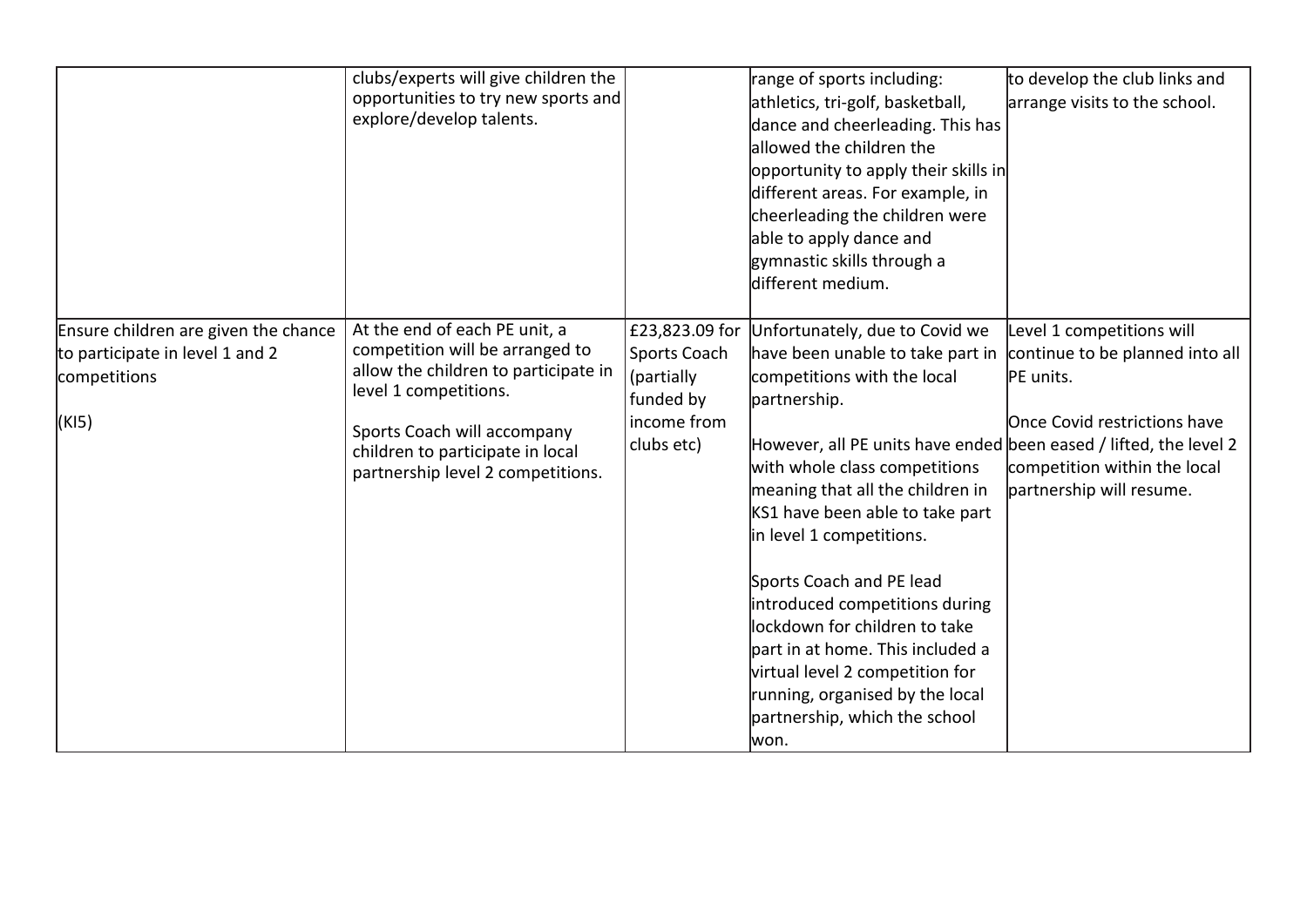| | | | | |
|---|---|---|---|---|
| | clubs/experts will give children the opportunities to try new sports and explore/develop talents. | | range of sports including: athletics, tri-golf, basketball, dance and cheerleading. This has allowed the children the opportunity to apply their skills in different areas. For example, in cheerleading the children were able to apply dance and gymnastic skills through a different medium. | to develop the club links and arrange visits to the school. |
| Ensure children are given the chance to participate in level 1 and 2 competitions<br><br>(KI5) | At the end of each PE unit, a competition will be arranged to allow the children to participate in level 1 competitions.<br><br>Sports Coach will accompany children to participate in local partnership level 2 competitions. | £23,823.09 for Sports Coach (partially funded by income from clubs etc) | Unfortunately, due to Covid we have been unable to take part in competitions with the local partnership.<br><br>However, all PE units have ended with whole class competitions meaning that all the children in KS1 have been able to take part in level 1 competitions.<br><br>Sports Coach and PE lead introduced competitions during lockdown for children to take part in at home. This included a virtual level 2 competition for running, organised by the local partnership, which the school won. | Level 1 competitions will continue to be planned into all PE units.<br><br>Once Covid restrictions have been eased / lifted, the level 2 competition within the local partnership will resume. |